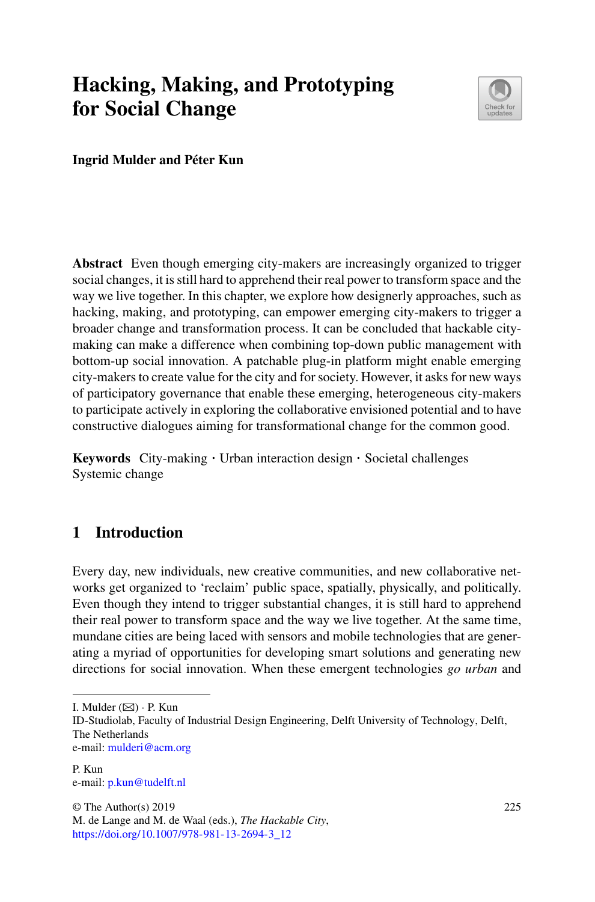# Hacking, Making, and Prototyping for Social Change

**Ingrid Mulder and Péter Kun**

**Abstract** Even though emerging city-makers are increasingly organized to trigger social changes, it is still hard to apprehend their real power to transform space and the way we live together. In this chapter, we explore how designerly approaches, such as hacking, making, and prototyping, can empower emerging city-makers to trigger a broader change and transformation process. It can be concluded that hackable city-making can make a difference when combining top-down public management with bottom-up social innovation. A patchable plug-in platform might enable emerging city-makers to create value for the city and for society. However, it asks for new ways of participatory governance that enable these emerging, heterogeneous city-makers to participate actively in exploring the collaborative envisioned potential and to have constructive dialogues aiming for transformational change for the common good.

**Keywords** City-making · Urban interaction design · Societal challenges Systemic change

## 1 Introduction

Every day, new individuals, new creative communities, and new collaborative networks get organized to 'reclaim' public space, spatially, physically, and politically. Even though they intend to trigger substantial changes, it is still hard to apprehend their real power to transform space and the way we live together. At the same time, mundane cities are being laced with sensors and mobile technologies that are generating a myriad of opportunities for developing smart solutions and generating new directions for social innovation. When these emergent technologies *go urban* and

---

I. Mulder (✉) · P. Kun
ID-Studiolab, Faculty of Industrial Design Engineering, Delft University of Technology, Delft, The Netherlands
e-mail: mulderi@acm.org

P. Kun
e-mail: p.kun@tudelft.nl

© The Author(s) 2019
M. de Lange and M. de Waal (eds.), *The Hackable City*,
https://doi.org/10.1007/978-981-13-2694-3_12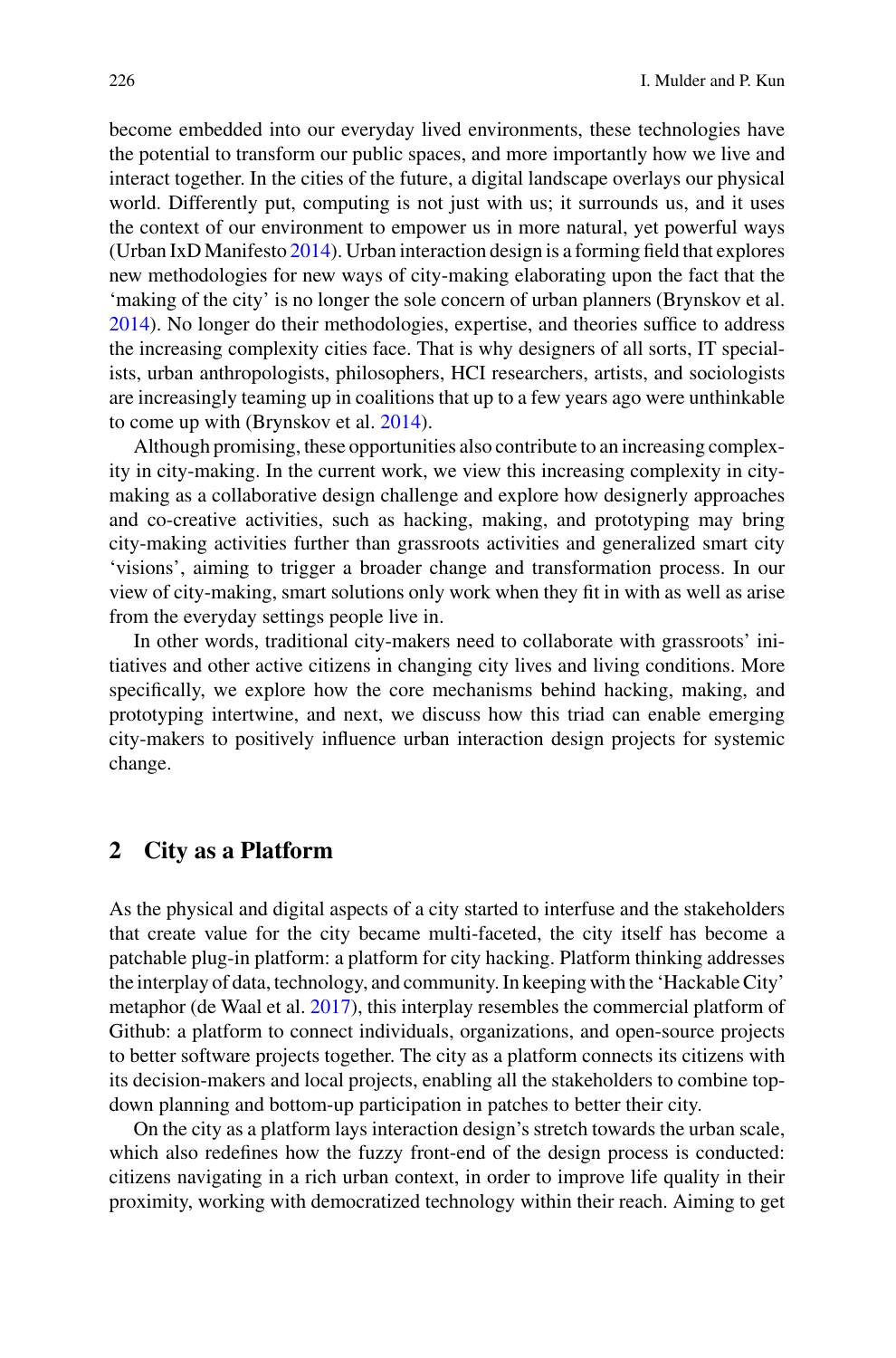become embedded into our everyday lived environments, these technologies have the potential to transform our public spaces, and more importantly how we live and interact together. In the cities of the future, a digital landscape overlays our physical world. Differently put, computing is not just with us; it surrounds us, and it uses the context of our environment to empower us in more natural, yet powerful ways (Urban IxD Manifesto 2014). Urban interaction design is a forming field that explores new methodologies for new ways of city-making elaborating upon the fact that the 'making of the city' is no longer the sole concern of urban planners (Brynskov et al. 2014). No longer do their methodologies, expertise, and theories suffice to address the increasing complexity cities face. That is why designers of all sorts, IT specialists, urban anthropologists, philosophers, HCI researchers, artists, and sociologists are increasingly teaming up in coalitions that up to a few years ago were unthinkable to come up with (Brynskov et al. 2014).

Although promising, these opportunities also contribute to an increasing complexity in city-making. In the current work, we view this increasing complexity in city-making as a collaborative design challenge and explore how designerly approaches and co-creative activities, such as hacking, making, and prototyping may bring city-making activities further than grassroots activities and generalized smart city 'visions', aiming to trigger a broader change and transformation process. In our view of city-making, smart solutions only work when they fit in with as well as arise from the everyday settings people live in.

In other words, traditional city-makers need to collaborate with grassroots' initiatives and other active citizens in changing city lives and living conditions. More specifically, we explore how the core mechanisms behind hacking, making, and prototyping intertwine, and next, we discuss how this triad can enable emerging city-makers to positively influence urban interaction design projects for systemic change.

## 2 City as a Platform

As the physical and digital aspects of a city started to interfuse and the stakeholders that create value for the city became multi-faceted, the city itself has become a patchable plug-in platform: a platform for city hacking. Platform thinking addresses the interplay of data, technology, and community. In keeping with the 'Hackable City' metaphor (de Waal et al. 2017), this interplay resembles the commercial platform of Github: a platform to connect individuals, organizations, and open-source projects to better software projects together. The city as a platform connects its citizens with its decision-makers and local projects, enabling all the stakeholders to combine top-down planning and bottom-up participation in patches to better their city.

On the city as a platform lays interaction design's stretch towards the urban scale, which also redefines how the fuzzy front-end of the design process is conducted: citizens navigating in a rich urban context, in order to improve life quality in their proximity, working with democratized technology within their reach. Aiming to get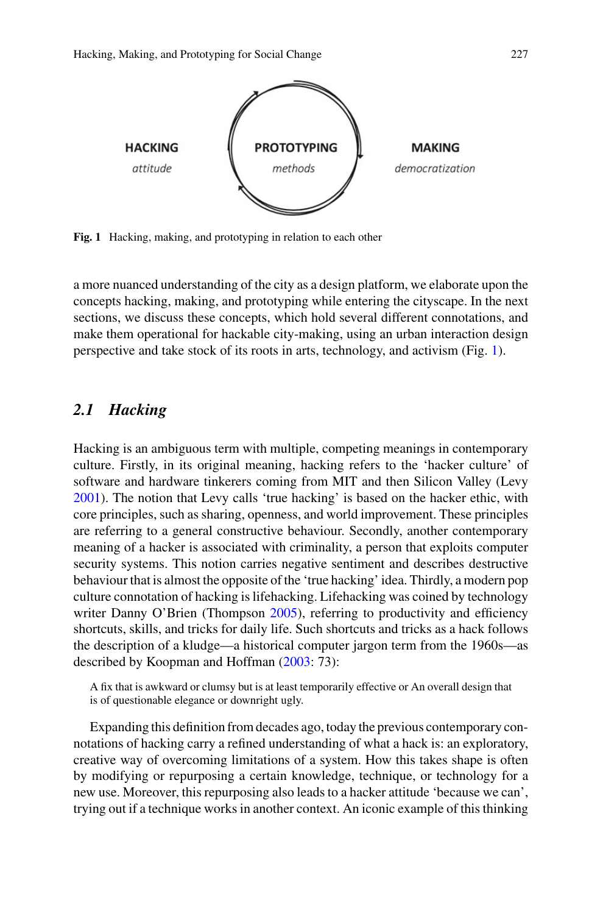HACKING
*attitude*

PROTOTYPING
*methods*

MAKING
*democratization*

**Fig. 1** Hacking, making, and prototyping in relation to each other

a more nuanced understanding of the city as a design platform, we elaborate upon the concepts hacking, making, and prototyping while entering the cityscape. In the next sections, we discuss these concepts, which hold several different connotations, and make them operational for hackable city-making, using an urban interaction design perspective and take stock of its roots in arts, technology, and activism (Fig. 1).

## *2.1 Hacking*

Hacking is an ambiguous term with multiple, competing meanings in contemporary culture. Firstly, in its original meaning, hacking refers to the 'hacker culture' of software and hardware tinkerers coming from MIT and then Silicon Valley (Levy 2001). The notion that Levy calls 'true hacking' is based on the hacker ethic, with core principles, such as sharing, openness, and world improvement. These principles are referring to a general constructive behaviour. Secondly, another contemporary meaning of a hacker is associated with criminality, a person that exploits computer security systems. This notion carries negative sentiment and describes destructive behaviour that is almost the opposite of the 'true hacking' idea. Thirdly, a modern pop culture connotation of hacking is lifehacking. Lifehacking was coined by technology writer Danny O'Brien (Thompson 2005), referring to productivity and efficiency shortcuts, skills, and tricks for daily life. Such shortcuts and tricks as a hack follows the description of a kludge—a historical computer jargon term from the 1960s—as described by Koopman and Hoffman (2003: 73):

> A fix that is awkward or clumsy but is at least temporarily effective or An overall design that is of questionable elegance or downright ugly.

Expanding this definition from decades ago, today the previous contemporary connotations of hacking carry a refined understanding of what a hack is: an exploratory, creative way of overcoming limitations of a system. How this takes shape is often by modifying or repurposing a certain knowledge, technique, or technology for a new use. Moreover, this repurposing also leads to a hacker attitude 'because we can', trying out if a technique works in another context. An iconic example of this thinking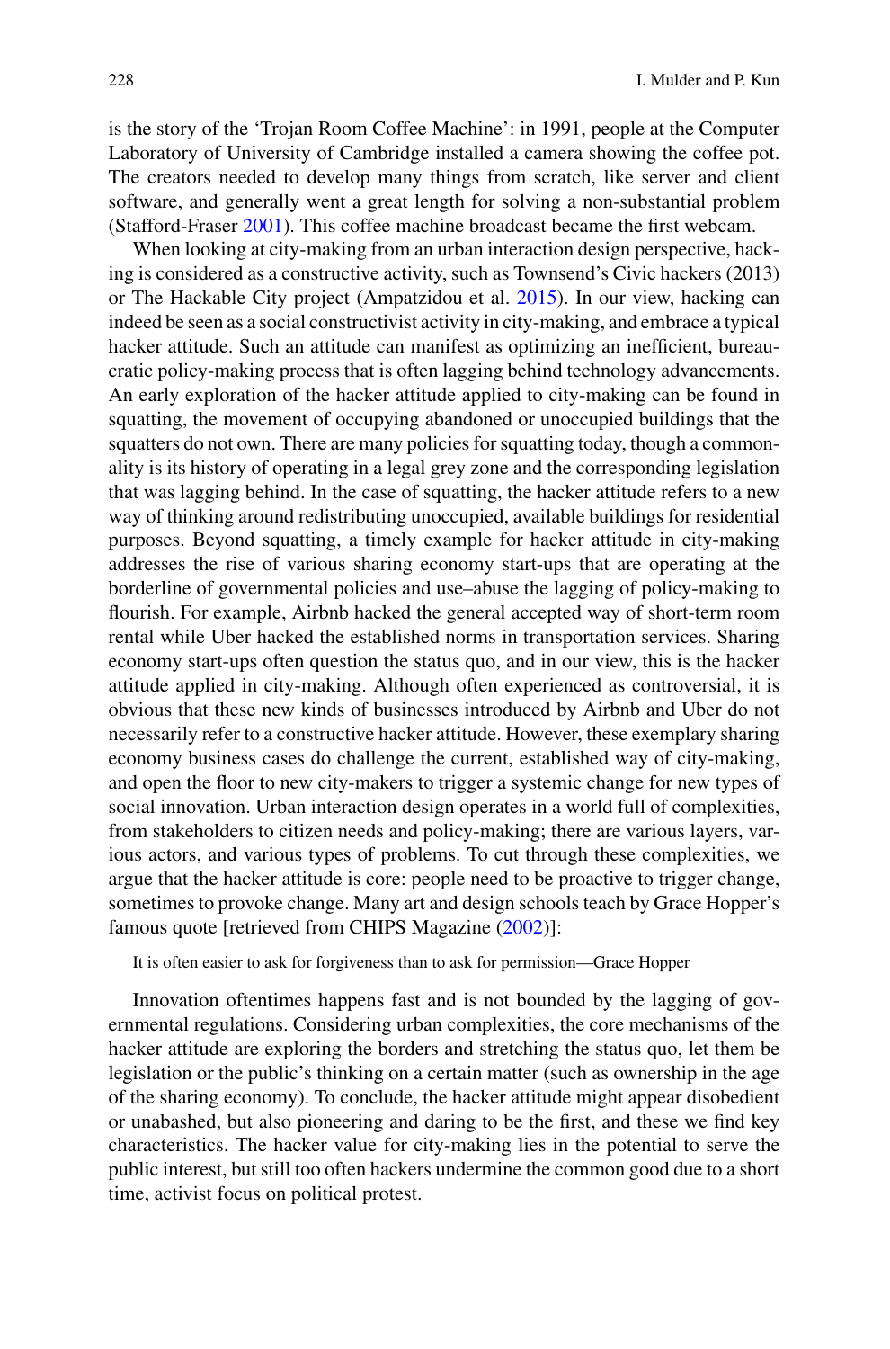is the story of the 'Trojan Room Coffee Machine': in 1991, people at the Computer Laboratory of University of Cambridge installed a camera showing the coffee pot. The creators needed to develop many things from scratch, like server and client software, and generally went a great length for solving a non-substantial problem (Stafford-Fraser 2001). This coffee machine broadcast became the first webcam.

When looking at city-making from an urban interaction design perspective, hacking is considered as a constructive activity, such as Townsend's Civic hackers (2013) or The Hackable City project (Ampatzidou et al. 2015). In our view, hacking can indeed be seen as a social constructivist activity in city-making, and embrace a typical hacker attitude. Such an attitude can manifest as optimizing an inefficient, bureaucratic policy-making process that is often lagging behind technology advancements. An early exploration of the hacker attitude applied to city-making can be found in squatting, the movement of occupying abandoned or unoccupied buildings that the squatters do not own. There are many policies for squatting today, though a commonality is its history of operating in a legal grey zone and the corresponding legislation that was lagging behind. In the case of squatting, the hacker attitude refers to a new way of thinking around redistributing unoccupied, available buildings for residential purposes. Beyond squatting, a timely example for hacker attitude in city-making addresses the rise of various sharing economy start-ups that are operating at the borderline of governmental policies and use–abuse the lagging of policy-making to flourish. For example, Airbnb hacked the general accepted way of short-term room rental while Uber hacked the established norms in transportation services. Sharing economy start-ups often question the status quo, and in our view, this is the hacker attitude applied in city-making. Although often experienced as controversial, it is obvious that these new kinds of businesses introduced by Airbnb and Uber do not necessarily refer to a constructive hacker attitude. However, these exemplary sharing economy business cases do challenge the current, established way of city-making, and open the floor to new city-makers to trigger a systemic change for new types of social innovation. Urban interaction design operates in a world full of complexities, from stakeholders to citizen needs and policy-making; there are various layers, various actors, and various types of problems. To cut through these complexities, we argue that the hacker attitude is core: people need to be proactive to trigger change, sometimes to provoke change. Many art and design schools teach by Grace Hopper's famous quote [retrieved from CHIPS Magazine (2002)]:

> It is often easier to ask for forgiveness than to ask for permission—Grace Hopper

Innovation oftentimes happens fast and is not bounded by the lagging of governmental regulations. Considering urban complexities, the core mechanisms of the hacker attitude are exploring the borders and stretching the status quo, let them be legislation or the public's thinking on a certain matter (such as ownership in the age of the sharing economy). To conclude, the hacker attitude might appear disobedient or unabashed, but also pioneering and daring to be the first, and these we find key characteristics. The hacker value for city-making lies in the potential to serve the public interest, but still too often hackers undermine the common good due to a short time, activist focus on political protest.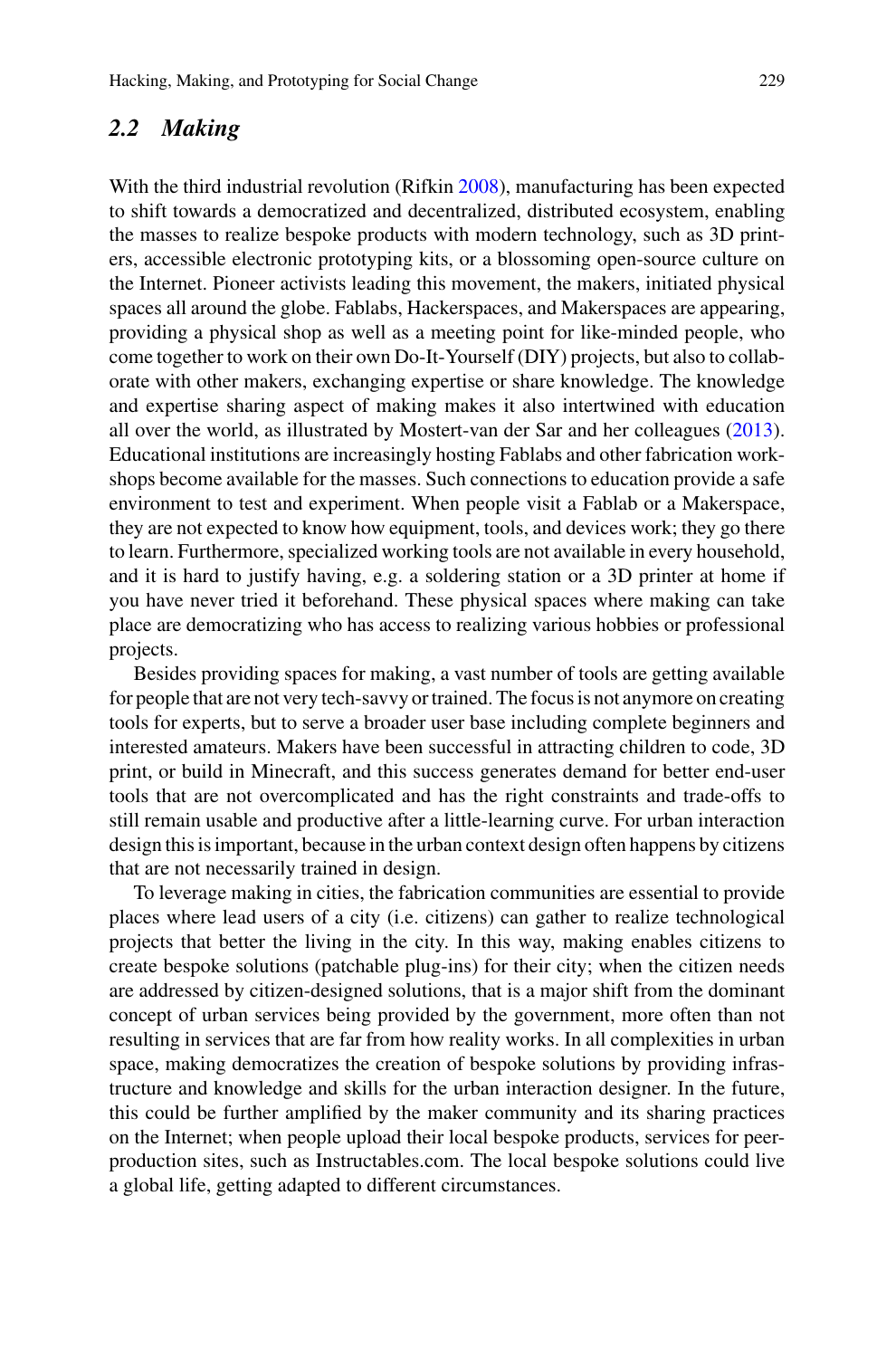## *2.2 Making*

With the third industrial revolution (Rifkin 2008), manufacturing has been expected to shift towards a democratized and decentralized, distributed ecosystem, enabling the masses to realize bespoke products with modern technology, such as 3D printers, accessible electronic prototyping kits, or a blossoming open-source culture on the Internet. Pioneer activists leading this movement, the makers, initiated physical spaces all around the globe. Fablabs, Hackerspaces, and Makerspaces are appearing, providing a physical shop as well as a meeting point for like-minded people, who come together to work on their own Do-It-Yourself (DIY) projects, but also to collaborate with other makers, exchanging expertise or share knowledge. The knowledge and expertise sharing aspect of making makes it also intertwined with education all over the world, as illustrated by Mostert-van der Sar and her colleagues (2013). Educational institutions are increasingly hosting Fablabs and other fabrication workshops become available for the masses. Such connections to education provide a safe environment to test and experiment. When people visit a Fablab or a Makerspace, they are not expected to know how equipment, tools, and devices work; they go there to learn. Furthermore, specialized working tools are not available in every household, and it is hard to justify having, e.g. a soldering station or a 3D printer at home if you have never tried it beforehand. These physical spaces where making can take place are democratizing who has access to realizing various hobbies or professional projects.

Besides providing spaces for making, a vast number of tools are getting available for people that are not very tech-savvy or trained. The focus is not anymore on creating tools for experts, but to serve a broader user base including complete beginners and interested amateurs. Makers have been successful in attracting children to code, 3D print, or build in Minecraft, and this success generates demand for better end-user tools that are not overcomplicated and has the right constraints and trade-offs to still remain usable and productive after a little-learning curve. For urban interaction design this is important, because in the urban context design often happens by citizens that are not necessarily trained in design.

To leverage making in cities, the fabrication communities are essential to provide places where lead users of a city (i.e. citizens) can gather to realize technological projects that better the living in the city. In this way, making enables citizens to create bespoke solutions (patchable plug-ins) for their city; when the citizen needs are addressed by citizen-designed solutions, that is a major shift from the dominant concept of urban services being provided by the government, more often than not resulting in services that are far from how reality works. In all complexities in urban space, making democratizes the creation of bespoke solutions by providing infrastructure and knowledge and skills for the urban interaction designer. In the future, this could be further amplified by the maker community and its sharing practices on the Internet; when people upload their local bespoke products, services for peer-production sites, such as Instructables.com. The local bespoke solutions could live a global life, getting adapted to different circumstances.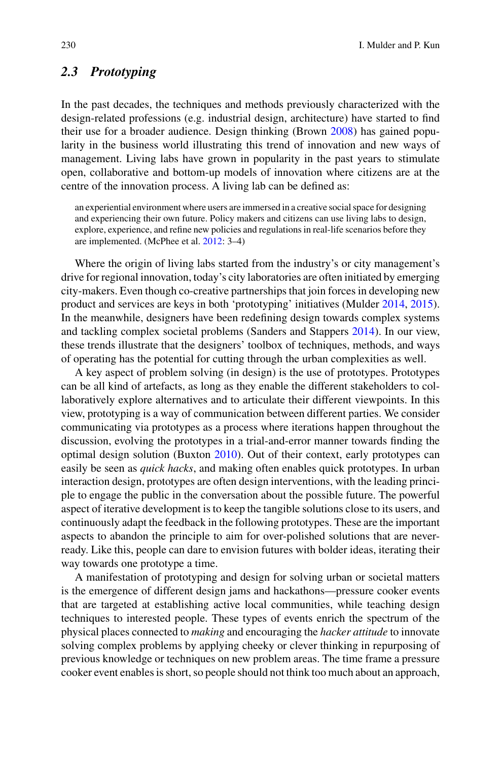## 2.3 Prototyping

In the past decades, the techniques and methods previously characterized with the design-related professions (e.g. industrial design, architecture) have started to find their use for a broader audience. Design thinking (Brown 2008) has gained popularity in the business world illustrating this trend of innovation and new ways of management. Living labs have grown in popularity in the past years to stimulate open, collaborative and bottom-up models of innovation where citizens are at the centre of the innovation process. A living lab can be defined as:

> an experiential environment where users are immersed in a creative social space for designing and experiencing their own future. Policy makers and citizens can use living labs to design, explore, experience, and refine new policies and regulations in real-life scenarios before they are implemented. (McPhee et al. 2012: 3–4)

Where the origin of living labs started from the industry's or city management's drive for regional innovation, today's city laboratories are often initiated by emerging city-makers. Even though co-creative partnerships that join forces in developing new product and services are keys in both 'prototyping' initiatives (Mulder 2014, 2015). In the meanwhile, designers have been redefining design towards complex systems and tackling complex societal problems (Sanders and Stappers 2014). In our view, these trends illustrate that the designers' toolbox of techniques, methods, and ways of operating has the potential for cutting through the urban complexities as well.

A key aspect of problem solving (in design) is the use of prototypes. Prototypes can be all kind of artefacts, as long as they enable the different stakeholders to collaboratively explore alternatives and to articulate their different viewpoints. In this view, prototyping is a way of communication between different parties. We consider communicating via prototypes as a process where iterations happen throughout the discussion, evolving the prototypes in a trial-and-error manner towards finding the optimal design solution (Buxton 2010). Out of their context, early prototypes can easily be seen as *quick hacks*, and making often enables quick prototypes. In urban interaction design, prototypes are often design interventions, with the leading principle to engage the public in the conversation about the possible future. The powerful aspect of iterative development is to keep the tangible solutions close to its users, and continuously adapt the feedback in the following prototypes. These are the important aspects to abandon the principle to aim for over-polished solutions that are never-ready. Like this, people can dare to envision futures with bolder ideas, iterating their way towards one prototype a time.

A manifestation of prototyping and design for solving urban or societal matters is the emergence of different design jams and hackathons—pressure cooker events that are targeted at establishing active local communities, while teaching design techniques to interested people. These types of events enrich the spectrum of the physical places connected to *making* and encouraging the *hacker attitude* to innovate solving complex problems by applying cheeky or clever thinking in repurposing of previous knowledge or techniques on new problem areas. The time frame a pressure cooker event enables is short, so people should not think too much about an approach,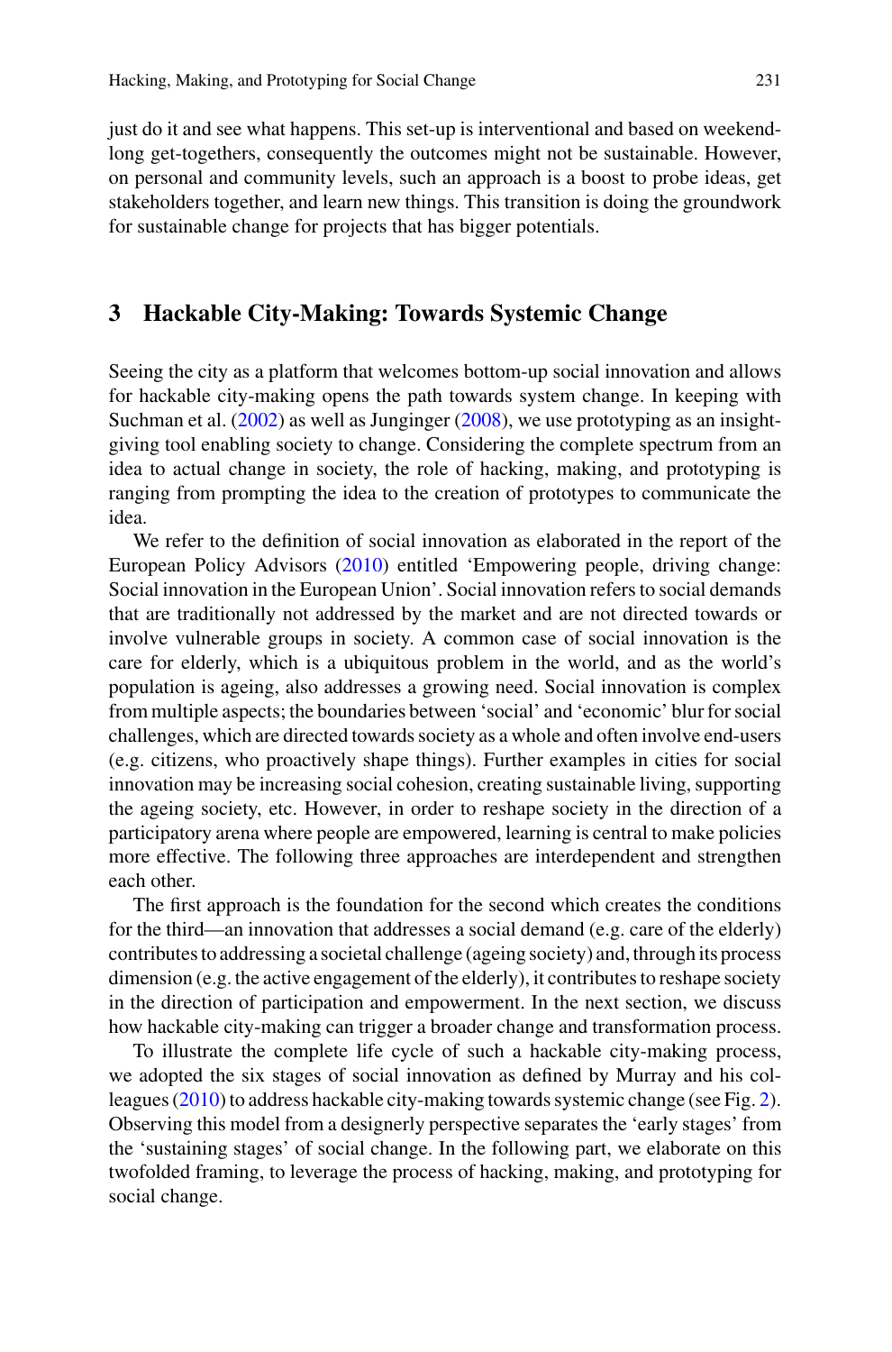just do it and see what happens. This set-up is interventional and based on weekend-long get-togethers, consequently the outcomes might not be sustainable. However, on personal and community levels, such an approach is a boost to probe ideas, get stakeholders together, and learn new things. This transition is doing the groundwork for sustainable change for projects that has bigger potentials.

## 3 Hackable City-Making: Towards Systemic Change

Seeing the city as a platform that welcomes bottom-up social innovation and allows for hackable city-making opens the path towards system change. In keeping with Suchman et al. (2002) as well as Junginger (2008), we use prototyping as an insight-giving tool enabling society to change. Considering the complete spectrum from an idea to actual change in society, the role of hacking, making, and prototyping is ranging from prompting the idea to the creation of prototypes to communicate the idea.

We refer to the definition of social innovation as elaborated in the report of the European Policy Advisors (2010) entitled 'Empowering people, driving change: Social innovation in the European Union'. Social innovation refers to social demands that are traditionally not addressed by the market and are not directed towards or involve vulnerable groups in society. A common case of social innovation is the care for elderly, which is a ubiquitous problem in the world, and as the world's population is ageing, also addresses a growing need. Social innovation is complex from multiple aspects; the boundaries between 'social' and 'economic' blur for social challenges, which are directed towards society as a whole and often involve end-users (e.g. citizens, who proactively shape things). Further examples in cities for social innovation may be increasing social cohesion, creating sustainable living, supporting the ageing society, etc. However, in order to reshape society in the direction of a participatory arena where people are empowered, learning is central to make policies more effective. The following three approaches are interdependent and strengthen each other.

The first approach is the foundation for the second which creates the conditions for the third—an innovation that addresses a social demand (e.g. care of the elderly) contributes to addressing a societal challenge (ageing society) and, through its process dimension (e.g. the active engagement of the elderly), it contributes to reshape society in the direction of participation and empowerment. In the next section, we discuss how hackable city-making can trigger a broader change and transformation process.

To illustrate the complete life cycle of such a hackable city-making process, we adopted the six stages of social innovation as defined by Murray and his colleagues (2010) to address hackable city-making towards systemic change (see Fig. 2). Observing this model from a designerly perspective separates the 'early stages' from the 'sustaining stages' of social change. In the following part, we elaborate on this twofolded framing, to leverage the process of hacking, making, and prototyping for social change.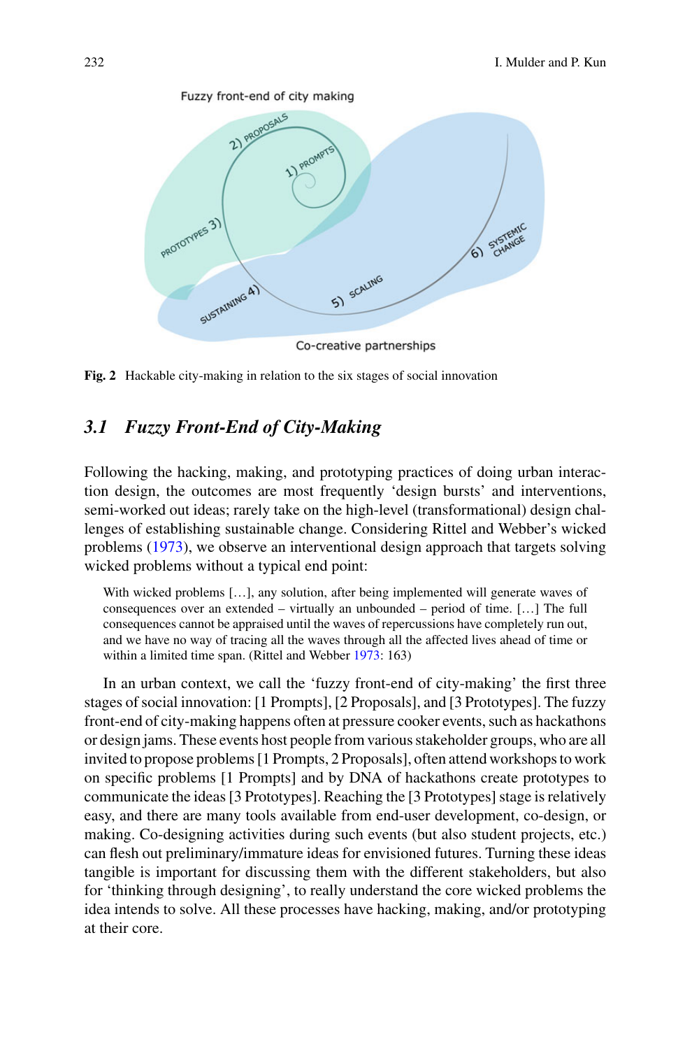Fig. 2 Hackable city-making in relation to the six stages of social innovation

## 3.1 *Fuzzy Front-End of City-Making*

Following the hacking, making, and prototyping practices of doing urban interaction design, the outcomes are most frequently 'design bursts' and interventions, semi-worked out ideas; rarely take on the high-level (transformational) design challenges of establishing sustainable change. Considering Rittel and Webber's wicked problems (1973), we observe an interventional design approach that targets solving wicked problems without a typical end point:

> With wicked problems […], any solution, after being implemented will generate waves of consequences over an extended – virtually an unbounded – period of time. […] The full consequences cannot be appraised until the waves of repercussions have completely run out, and we have no way of tracing all the waves through all the affected lives ahead of time or within a limited time span. (Rittel and Webber 1973: 163)

In an urban context, we call the 'fuzzy front-end of city-making' the first three stages of social innovation: [1 Prompts], [2 Proposals], and [3 Prototypes]. The fuzzy front-end of city-making happens often at pressure cooker events, such as hackathons or design jams. These events host people from various stakeholder groups, who are all invited to propose problems [1 Prompts, 2 Proposals], often attend workshops to work on specific problems [1 Prompts] and by DNA of hackathons create prototypes to communicate the ideas [3 Prototypes]. Reaching the [3 Prototypes] stage is relatively easy, and there are many tools available from end-user development, co-design, or making. Co-designing activities during such events (but also student projects, etc.) can flesh out preliminary/immature ideas for envisioned futures. Turning these ideas tangible is important for discussing them with the different stakeholders, but also for 'thinking through designing', to really understand the core wicked problems the idea intends to solve. All these processes have hacking, making, and/or prototyping at their core.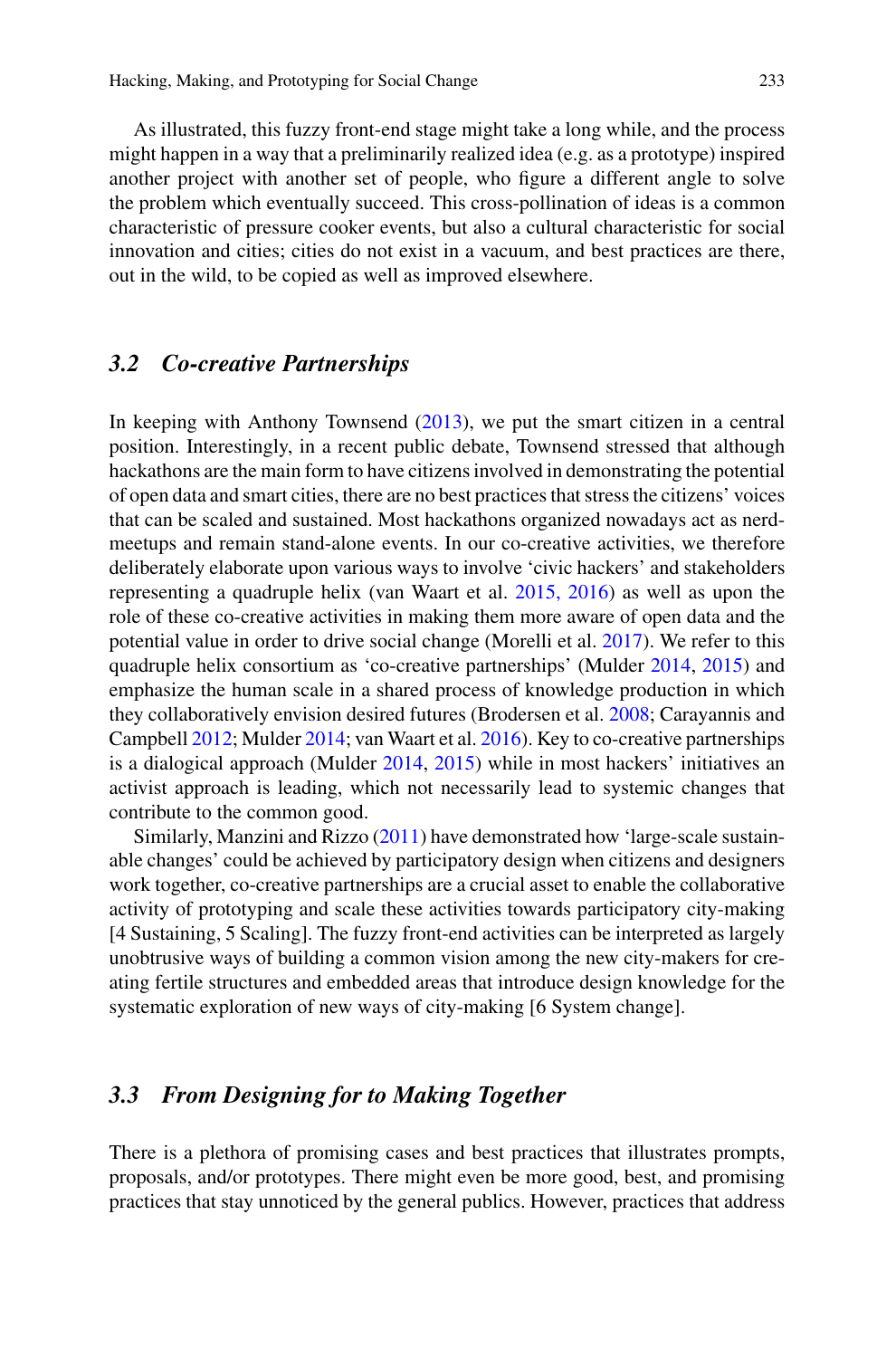As illustrated, this fuzzy front-end stage might take a long while, and the process might happen in a way that a preliminarily realized idea (e.g. as a prototype) inspired another project with another set of people, who figure a different angle to solve the problem which eventually succeed. This cross-pollination of ideas is a common characteristic of pressure cooker events, but also a cultural characteristic for social innovation and cities; cities do not exist in a vacuum, and best practices are there, out in the wild, to be copied as well as improved elsewhere.

### *3.2 Co-creative Partnerships*

In keeping with Anthony Townsend (2013), we put the smart citizen in a central position. Interestingly, in a recent public debate, Townsend stressed that although hackathons are the main form to have citizens involved in demonstrating the potential of open data and smart cities, there are no best practices that stress the citizens' voices that can be scaled and sustained. Most hackathons organized nowadays act as nerd-meetups and remain stand-alone events. In our co-creative activities, we therefore deliberately elaborate upon various ways to involve 'civic hackers' and stakeholders representing a quadruple helix (van Waart et al. 2015, 2016) as well as upon the role of these co-creative activities in making them more aware of open data and the potential value in order to drive social change (Morelli et al. 2017). We refer to this quadruple helix consortium as 'co-creative partnerships' (Mulder 2014, 2015) and emphasize the human scale in a shared process of knowledge production in which they collaboratively envision desired futures (Brodersen et al. 2008; Carayannis and Campbell 2012; Mulder 2014; van Waart et al. 2016). Key to co-creative partnerships is a dialogical approach (Mulder 2014, 2015) while in most hackers' initiatives an activist approach is leading, which not necessarily lead to systemic changes that contribute to the common good.

Similarly, Manzini and Rizzo (2011) have demonstrated how 'large-scale sustainable changes' could be achieved by participatory design when citizens and designers work together, co-creative partnerships are a crucial asset to enable the collaborative activity of prototyping and scale these activities towards participatory city-making [4 Sustaining, 5 Scaling]. The fuzzy front-end activities can be interpreted as largely unobtrusive ways of building a common vision among the new city-makers for creating fertile structures and embedded areas that introduce design knowledge for the systematic exploration of new ways of city-making [6 System change].

### *3.3 From Designing for to Making Together*

There is a plethora of promising cases and best practices that illustrates prompts, proposals, and/or prototypes. There might even be more good, best, and promising practices that stay unnoticed by the general publics. However, practices that address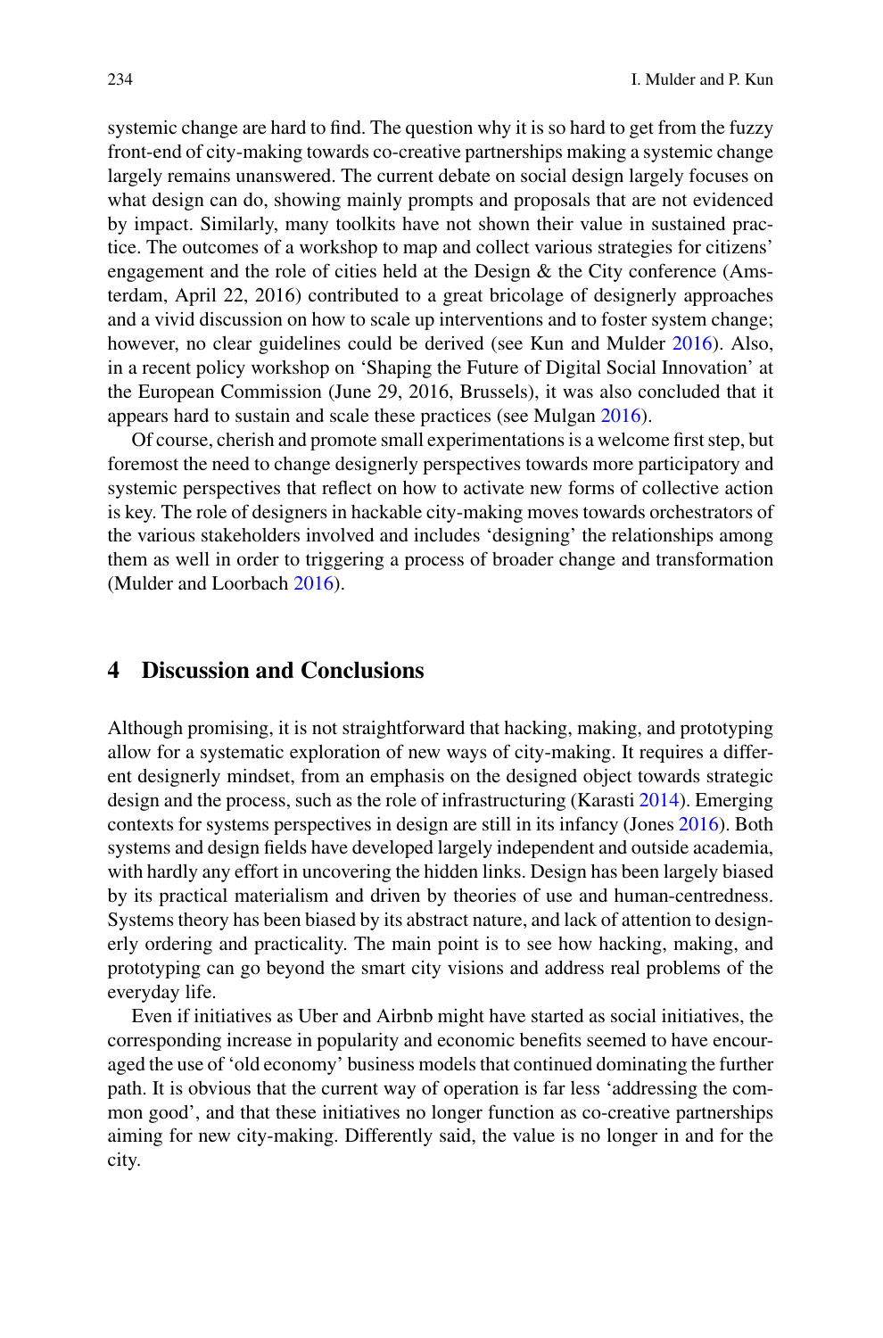systemic change are hard to find. The question why it is so hard to get from the fuzzy front-end of city-making towards co-creative partnerships making a systemic change largely remains unanswered. The current debate on social design largely focuses on what design can do, showing mainly prompts and proposals that are not evidenced by impact. Similarly, many toolkits have not shown their value in sustained practice. The outcomes of a workshop to map and collect various strategies for citizens' engagement and the role of cities held at the Design & the City conference (Amsterdam, April 22, 2016) contributed to a great bricolage of designerly approaches and a vivid discussion on how to scale up interventions and to foster system change; however, no clear guidelines could be derived (see Kun and Mulder 2016). Also, in a recent policy workshop on 'Shaping the Future of Digital Social Innovation' at the European Commission (June 29, 2016, Brussels), it was also concluded that it appears hard to sustain and scale these practices (see Mulgan 2016).

Of course, cherish and promote small experimentations is a welcome first step, but foremost the need to change designerly perspectives towards more participatory and systemic perspectives that reflect on how to activate new forms of collective action is key. The role of designers in hackable city-making moves towards orchestrators of the various stakeholders involved and includes 'designing' the relationships among them as well in order to triggering a process of broader change and transformation (Mulder and Loorbach 2016).

## 4 Discussion and Conclusions

Although promising, it is not straightforward that hacking, making, and prototyping allow for a systematic exploration of new ways of city-making. It requires a different designerly mindset, from an emphasis on the designed object towards strategic design and the process, such as the role of infrastructuring (Karasti 2014). Emerging contexts for systems perspectives in design are still in its infancy (Jones 2016). Both systems and design fields have developed largely independent and outside academia, with hardly any effort in uncovering the hidden links. Design has been largely biased by its practical materialism and driven by theories of use and human-centredness. Systems theory has been biased by its abstract nature, and lack of attention to designerly ordering and practicality. The main point is to see how hacking, making, and prototyping can go beyond the smart city visions and address real problems of the everyday life.

Even if initiatives as Uber and Airbnb might have started as social initiatives, the corresponding increase in popularity and economic benefits seemed to have encouraged the use of 'old economy' business models that continued dominating the further path. It is obvious that the current way of operation is far less 'addressing the common good', and that these initiatives no longer function as co-creative partnerships aiming for new city-making. Differently said, the value is no longer in and for the city.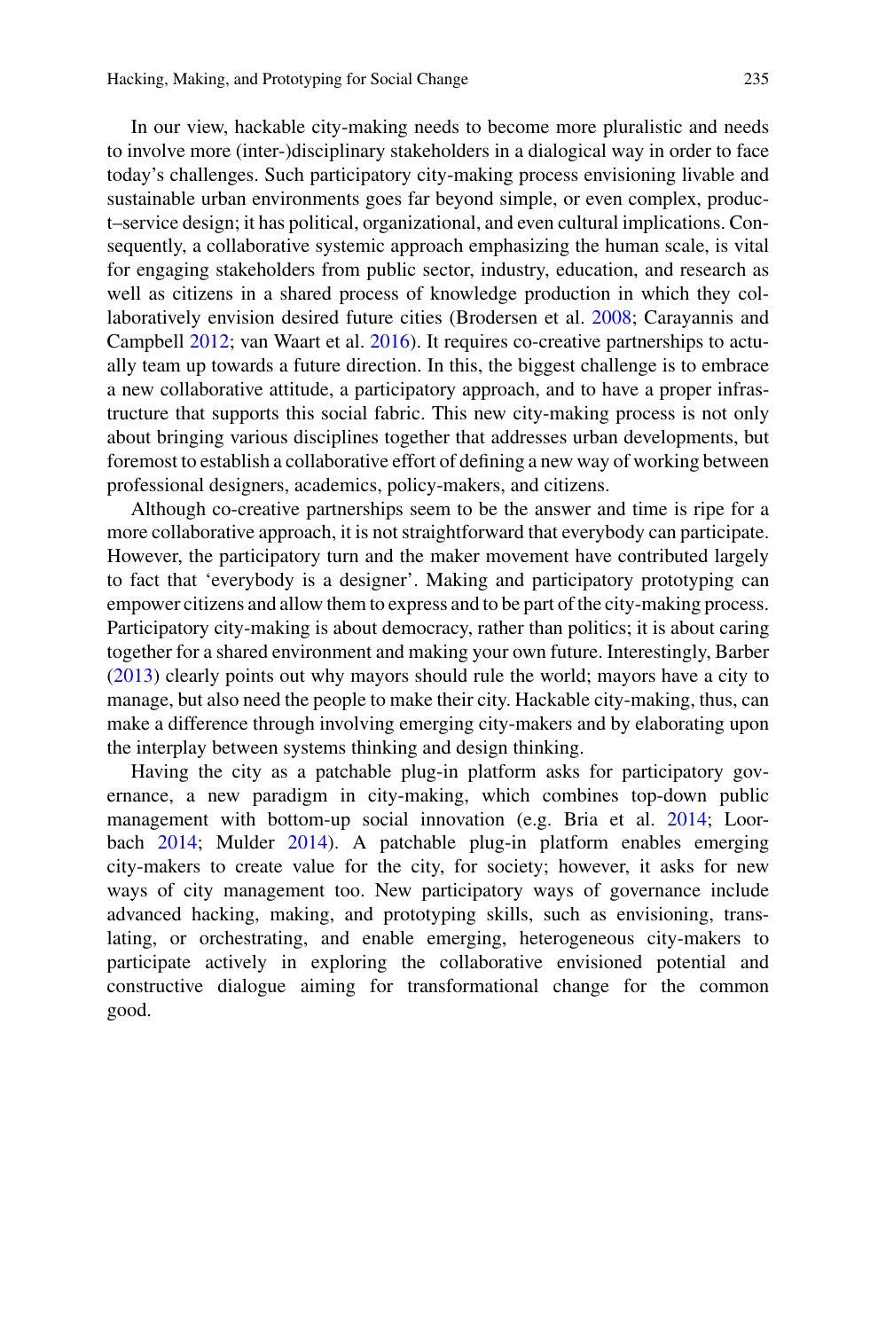In our view, hackable city-making needs to become more pluralistic and needs to involve more (inter-)disciplinary stakeholders in a dialogical way in order to face today's challenges. Such participatory city-making process envisioning livable and sustainable urban environments goes far beyond simple, or even complex, product–service design; it has political, organizational, and even cultural implications. Consequently, a collaborative systemic approach emphasizing the human scale, is vital for engaging stakeholders from public sector, industry, education, and research as well as citizens in a shared process of knowledge production in which they collaboratively envision desired future cities (Brodersen et al. 2008; Carayannis and Campbell 2012; van Waart et al. 2016). It requires co-creative partnerships to actually team up towards a future direction. In this, the biggest challenge is to embrace a new collaborative attitude, a participatory approach, and to have a proper infrastructure that supports this social fabric. This new city-making process is not only about bringing various disciplines together that addresses urban developments, but foremost to establish a collaborative effort of defining a new way of working between professional designers, academics, policy-makers, and citizens.

Although co-creative partnerships seem to be the answer and time is ripe for a more collaborative approach, it is not straightforward that everybody can participate. However, the participatory turn and the maker movement have contributed largely to fact that 'everybody is a designer'. Making and participatory prototyping can empower citizens and allow them to express and to be part of the city-making process. Participatory city-making is about democracy, rather than politics; it is about caring together for a shared environment and making your own future. Interestingly, Barber (2013) clearly points out why mayors should rule the world; mayors have a city to manage, but also need the people to make their city. Hackable city-making, thus, can make a difference through involving emerging city-makers and by elaborating upon the interplay between systems thinking and design thinking.

Having the city as a patchable plug-in platform asks for participatory governance, a new paradigm in city-making, which combines top-down public management with bottom-up social innovation (e.g. Bria et al. 2014; Loorbach 2014; Mulder 2014). A patchable plug-in platform enables emerging city-makers to create value for the city, for society; however, it asks for new ways of city management too. New participatory ways of governance include advanced hacking, making, and prototyping skills, such as envisioning, translating, or orchestrating, and enable emerging, heterogeneous city-makers to participate actively in exploring the collaborative envisioned potential and constructive dialogue aiming for transformational change for the common good.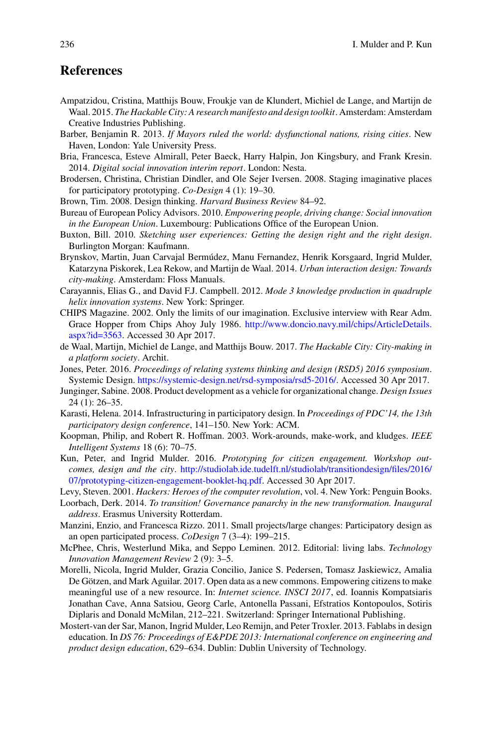## References

Ampatzidou, Cristina, Matthijs Bouw, Froukje van de Klundert, Michiel de Lange, and Martijn de Waal. 2015. *The Hackable City: A research manifesto and design toolkit*. Amsterdam: Amsterdam Creative Industries Publishing.

Barber, Benjamin R. 2013. *If Mayors ruled the world: dysfunctional nations, rising cities*. New Haven, London: Yale University Press.

Bria, Francesca, Esteve Almirall, Peter Baeck, Harry Halpin, Jon Kingsbury, and Frank Kresin. 2014. *Digital social innovation interim report*. London: Nesta.

Brodersen, Christina, Christian Dindler, and Ole Sejer Iversen. 2008. Staging imaginative places for participatory prototyping. *Co-Design* 4 (1): 19–30.

Brown, Tim. 2008. Design thinking. *Harvard Business Review* 84–92.

Bureau of European Policy Advisors. 2010. *Empowering people, driving change: Social innovation in the European Union*. Luxembourg: Publications Office of the European Union.

Buxton, Bill. 2010. *Sketching user experiences: Getting the design right and the right design*. Burlington Morgan: Kaufmann.

Brynskov, Martin, Juan Carvajal Bermúdez, Manu Fernandez, Henrik Korsgaard, Ingrid Mulder, Katarzyna Piskorek, Lea Rekow, and Martijn de Waal. 2014. *Urban interaction design: Towards city-making*. Amsterdam: Floss Manuals.

Carayannis, Elias G., and David F.J. Campbell. 2012. *Mode 3 knowledge production in quadruple helix innovation systems*. New York: Springer.

CHIPS Magazine. 2002. Only the limits of our imagination. Exclusive interview with Rear Adm. Grace Hopper from Chips Ahoy July 1986. http://www.doncio.navy.mil/chips/ArticleDetails.aspx?id=3563. Accessed 30 Apr 2017.

de Waal, Martijn, Michiel de Lange, and Matthijs Bouw. 2017. *The Hackable City: City-making in a platform society*. Archit.

Jones, Peter. 2016. *Proceedings of relating systems thinking and design (RSD5) 2016 symposium*. Systemic Design. https://systemic-design.net/rsd-symposia/rsd5-2016/. Accessed 30 Apr 2017.

Junginger, Sabine. 2008. Product development as a vehicle for organizational change. *Design Issues* 24 (1): 26–35.

Karasti, Helena. 2014. Infrastructuring in participatory design. In *Proceedings of PDC'14, the 13th participatory design conference*, 141–150. New York: ACM.

Koopman, Philip, and Robert R. Hoffman. 2003. Work-arounds, make-work, and kludges. *IEEE Intelligent Systems* 18 (6): 70–75.

Kun, Peter, and Ingrid Mulder. 2016. *Prototyping for citizen engagement. Workshop outcomes, design and the city*. http://studiolab.ide.tudelft.nl/studiolab/transitiondesign/files/2016/07/prototyping-citizen-engagement-booklet-hq.pdf. Accessed 30 Apr 2017.

Levy, Steven. 2001. *Hackers: Heroes of the computer revolution*, vol. 4. New York: Penguin Books.

Loorbach, Derk. 2014. *To transition! Governance panarchy in the new transformation. Inaugural address*. Erasmus University Rotterdam.

Manzini, Enzio, and Francesca Rizzo. 2011. Small projects/large changes: Participatory design as an open participated process. *CoDesign* 7 (3–4): 199–215.

McPhee, Chris, Westerlund Mika, and Seppo Leminen. 2012. Editorial: living labs. *Technology Innovation Management Review* 2 (9): 3–5.

Morelli, Nicola, Ingrid Mulder, Grazia Concilio, Janice S. Pedersen, Tomasz Jaskiewicz, Amalia De Götzen, and Mark Aguilar. 2017. Open data as a new commons. Empowering citizens to make meaningful use of a new resource. In: *Internet science. INSCI 2017*, ed. Ioannis Kompatsiaris Jonathan Cave, Anna Satsiou, Georg Carle, Antonella Passani, Efstratios Kontopoulos, Sotiris Diplaris and Donald McMilan, 212–221. Switzerland: Springer International Publishing.

Mostert-van der Sar, Manon, Ingrid Mulder, Leo Remijn, and Peter Troxler. 2013. Fablabs in design education. In *DS 76: Proceedings of E&PDE 2013: International conference on engineering and product design education*, 629–634. Dublin: Dublin University of Technology.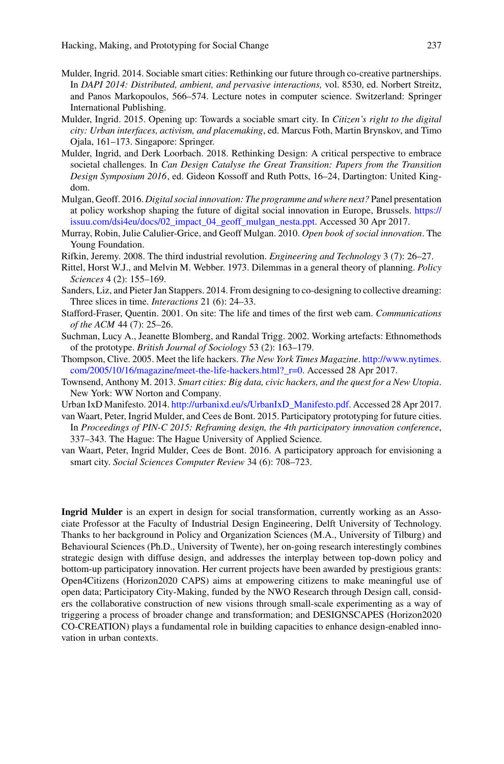Mulder, Ingrid. 2014. Sociable smart cities: Rethinking our future through co-creative partnerships. In *DAPI 2014: Distributed, ambient, and pervasive interactions,* vol. 8530, ed. Norbert Streitz, and Panos Markopoulos, 566–574. Lecture notes in computer science. Switzerland: Springer International Publishing.

Mulder, Ingrid. 2015. Opening up: Towards a sociable smart city. In *Citizen's right to the digital city: Urban interfaces, activism, and placemaking*, ed. Marcus Foth, Martin Brynskov, and Timo Ojala, 161–173. Singapore: Springer.

Mulder, Ingrid, and Derk Loorbach. 2018. Rethinking Design: A critical perspective to embrace societal challenges. In *Can Design Catalyse the Great Transition: Papers from the Transition Design Symposium 2016*, ed. Gideon Kossoff and Ruth Potts, 16–24, Dartington: United Kingdom.

Mulgan, Geoff. 2016. *Digital social innovation: The programme and where next?* Panel presentation at policy workshop shaping the future of digital social innovation in Europe, Brussels. https://issuu.com/dsi4eu/docs/02_impact_04_geoff_mulgan_nesta.ppt. Accessed 30 Apr 2017.

Murray, Robin, Julie Calulier-Grice, and Geoff Mulgan. 2010. *Open book of social innovation*. The Young Foundation.

Rifkin, Jeremy. 2008. The third industrial revolution. *Engineering and Technology* 3 (7): 26–27.

Rittel, Horst W.J., and Melvin M. Webber. 1973. Dilemmas in a general theory of planning. *Policy Sciences* 4 (2): 155–169.

Sanders, Liz, and Pieter Jan Stappers. 2014. From designing to co-designing to collective dreaming: Three slices in time. *Interactions* 21 (6): 24–33.

Stafford-Fraser, Quentin. 2001. On site: The life and times of the first web cam. *Communications of the ACM* 44 (7): 25–26.

Suchman, Lucy A., Jeanette Blomberg, and Randal Trigg. 2002. Working artefacts: Ethnomethods of the prototype. *British Journal of Sociology* 53 (2): 163–179.

Thompson, Clive. 2005. Meet the life hackers. *The New York Times Magazine*. http://www.nytimes.com/2005/10/16/magazine/meet-the-life-hackers.html?_r=0. Accessed 28 Apr 2017.

Townsend, Anthony M. 2013. *Smart cities: Big data, civic hackers, and the quest for a New Utopia*. New York: WW Norton and Company.

Urban IxD Manifesto. 2014. http://urbanixd.eu/s/UrbanIxD_Manifesto.pdf. Accessed 28 Apr 2017.

van Waart, Peter, Ingrid Mulder, and Cees de Bont. 2015. Participatory prototyping for future cities. In *Proceedings of PIN-C 2015: Reframing design, the 4th participatory innovation conference*, 337–343. The Hague: The Hague University of Applied Science.

van Waart, Peter, Ingrid Mulder, Cees de Bont. 2016. A participatory approach for envisioning a smart city. *Social Sciences Computer Review* 34 (6): 708–723.

**Ingrid Mulder** is an expert in design for social transformation, currently working as an Associate Professor at the Faculty of Industrial Design Engineering, Delft University of Technology. Thanks to her background in Policy and Organization Sciences (M.A., University of Tilburg) and Behavioural Sciences (Ph.D., University of Twente), her on-going research interestingly combines strategic design with diffuse design, and addresses the interplay between top-down policy and bottom-up participatory innovation. Her current projects have been awarded by prestigious grants: Open4Citizens (Horizon2020 CAPS) aims at empowering citizens to make meaningful use of open data; Participatory City-Making, funded by the NWO Research through Design call, considers the collaborative construction of new visions through small-scale experimenting as a way of triggering a process of broader change and transformation; and DESIGNSCAPES (Horizon2020 CO-CREATION) plays a fundamental role in building capacities to enhance design-enabled innovation in urban contexts.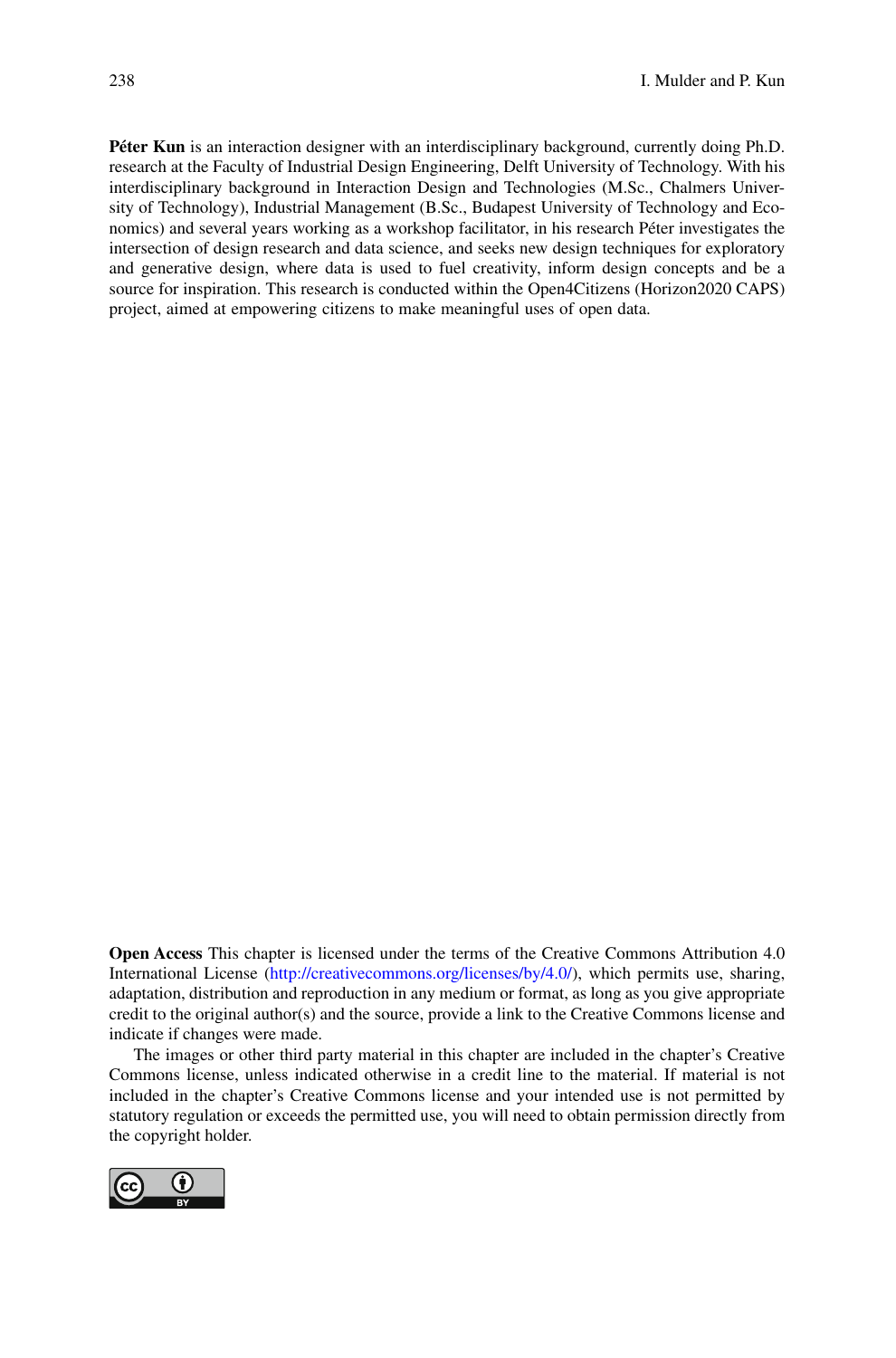**Péter Kun** is an interaction designer with an interdisciplinary background, currently doing Ph.D. research at the Faculty of Industrial Design Engineering, Delft University of Technology. With his interdisciplinary background in Interaction Design and Technologies (M.Sc., Chalmers University of Technology), Industrial Management (B.Sc., Budapest University of Technology and Economics) and several years working as a workshop facilitator, in his research Péter investigates the intersection of design research and data science, and seeks new design techniques for exploratory and generative design, where data is used to fuel creativity, inform design concepts and be a source for inspiration. This research is conducted within the Open4Citizens (Horizon2020 CAPS) project, aimed at empowering citizens to make meaningful uses of open data.

**Open Access** This chapter is licensed under the terms of the Creative Commons Attribution 4.0 International License (http://creativecommons.org/licenses/by/4.0/), which permits use, sharing, adaptation, distribution and reproduction in any medium or format, as long as you give appropriate credit to the original author(s) and the source, provide a link to the Creative Commons license and indicate if changes were made.

The images or other third party material in this chapter are included in the chapter's Creative Commons license, unless indicated otherwise in a credit line to the material. If material is not included in the chapter's Creative Commons license and your intended use is not permitted by statutory regulation or exceeds the permitted use, you will need to obtain permission directly from the copyright holder.